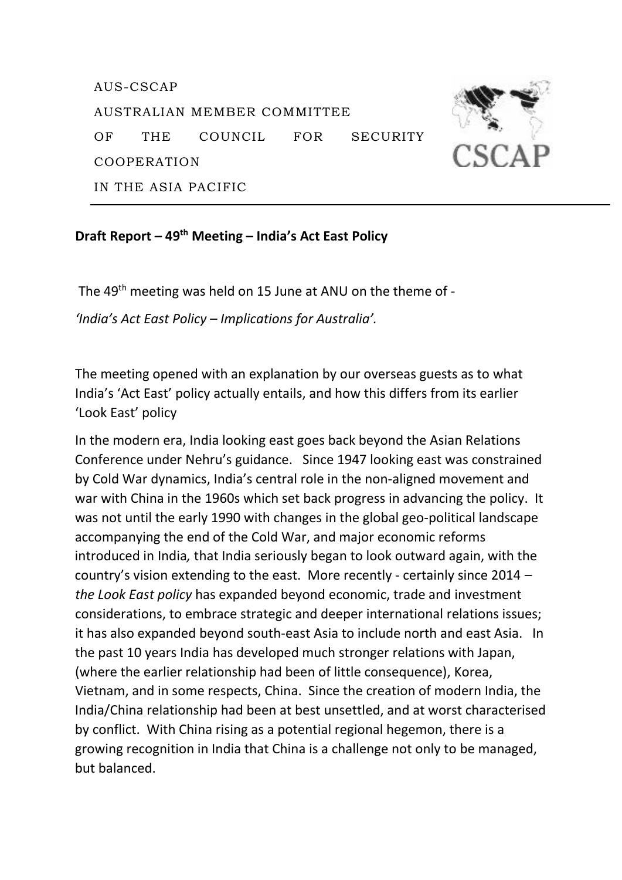AUS-CSCAP

AUSTRALIAN MEMBER COMMITTEE

OF THE COUNCIL FOR SECURITY COOPERATION

IN THE ASIA PACIFIC

CSCAP

---

**Draft Report – 49th Meeting – India's Act East Policy**

The 49th meeting was held on 15 June at ANU on the theme of -

*'India's Act East Policy – Implications for Australia'.*

The meeting opened with an explanation by our overseas guests as to what India's 'Act East' policy actually entails, and how this differs from its earlier 'Look East' policy

In the modern era, India looking east goes back beyond the Asian Relations Conference under Nehru's guidance. Since 1947 looking east was constrained by Cold War dynamics, India's central role in the non-aligned movement and war with China in the 1960s which set back progress in advancing the policy. It was not until the early 1990 with changes in the global geo-political landscape accompanying the end of the Cold War, and major economic reforms introduced in India, that India seriously began to look outward again, with the country's vision extending to the east. More recently - certainly since 2014 – *the Look East policy* has expanded beyond economic, trade and investment considerations, to embrace strategic and deeper international relations issues; it has also expanded beyond south-east Asia to include north and east Asia. In the past 10 years India has developed much stronger relations with Japan, (where the earlier relationship had been of little consequence), Korea, Vietnam, and in some respects, China. Since the creation of modern India, the India/China relationship had been at best unsettled, and at worst characterised by conflict. With China rising as a potential regional hegemon, there is a growing recognition in India that China is a challenge not only to be managed, but balanced.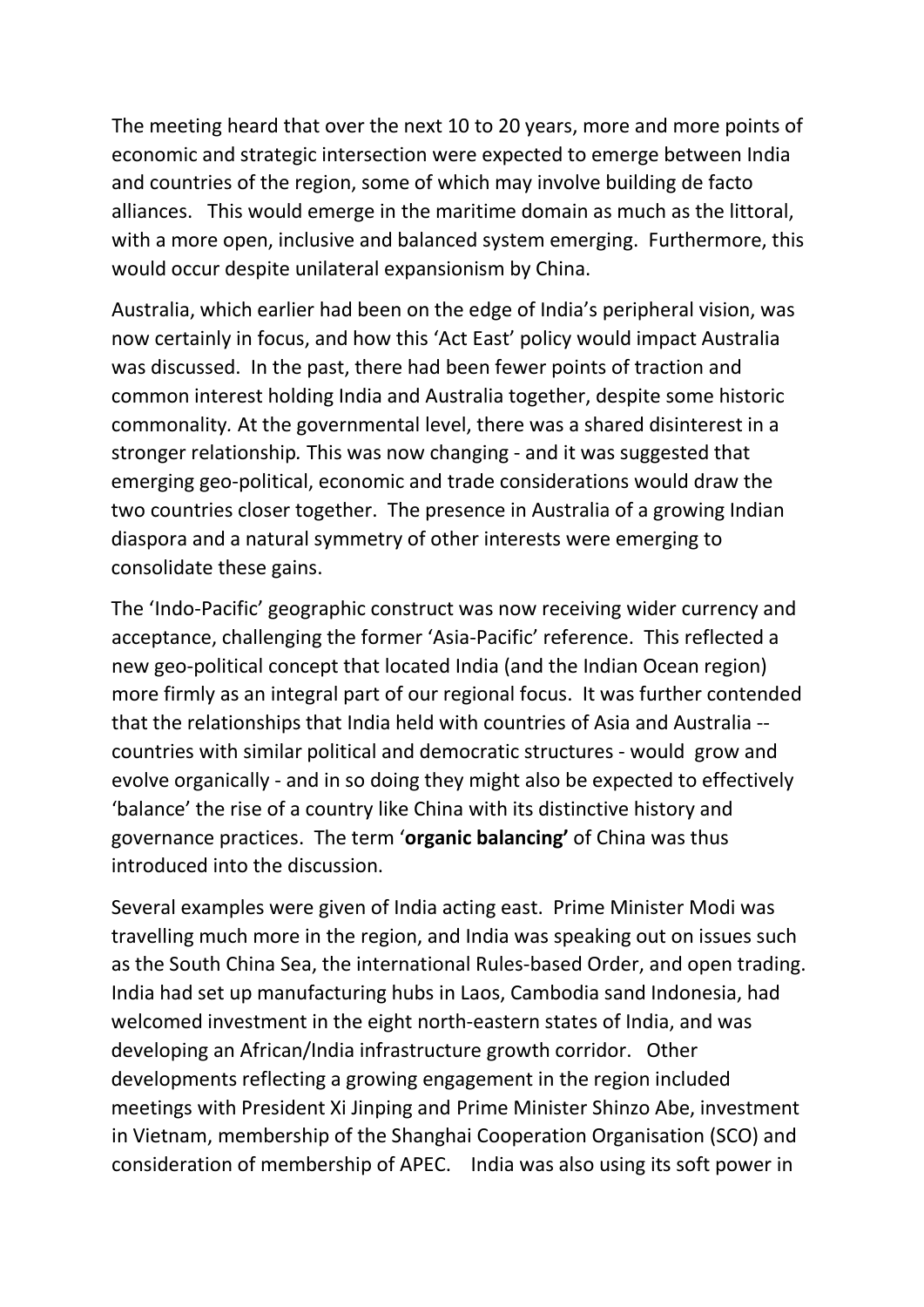The meeting heard that over the next 10 to 20 years, more and more points of economic and strategic intersection were expected to emerge between India and countries of the region, some of which may involve building de facto alliances. This would emerge in the maritime domain as much as the littoral, with a more open, inclusive and balanced system emerging. Furthermore, this would occur despite unilateral expansionism by China.

Australia, which earlier had been on the edge of India's peripheral vision, was now certainly in focus, and how this 'Act East' policy would impact Australia was discussed. In the past, there had been fewer points of traction and common interest holding India and Australia together, despite some historic commonality. At the governmental level, there was a shared disinterest in a stronger relationship. This was now changing - and it was suggested that emerging geo-political, economic and trade considerations would draw the two countries closer together. The presence in Australia of a growing Indian diaspora and a natural symmetry of other interests were emerging to consolidate these gains.

The 'Indo-Pacific' geographic construct was now receiving wider currency and acceptance, challenging the former 'Asia-Pacific' reference. This reflected a new geo-political concept that located India (and the Indian Ocean region) more firmly as an integral part of our regional focus. It was further contended that the relationships that India held with countries of Asia and Australia -- countries with similar political and democratic structures - would grow and evolve organically - and in so doing they might also be expected to effectively 'balance' the rise of a country like China with its distinctive history and governance practices. The term '**organic balancing'** of China was thus introduced into the discussion.

Several examples were given of India acting east. Prime Minister Modi was travelling much more in the region, and India was speaking out on issues such as the South China Sea, the international Rules-based Order, and open trading. India had set up manufacturing hubs in Laos, Cambodia sand Indonesia, had welcomed investment in the eight north-eastern states of India, and was developing an African/India infrastructure growth corridor. Other developments reflecting a growing engagement in the region included meetings with President Xi Jinping and Prime Minister Shinzo Abe, investment in Vietnam, membership of the Shanghai Cooperation Organisation (SCO) and consideration of membership of APEC. India was also using its soft power in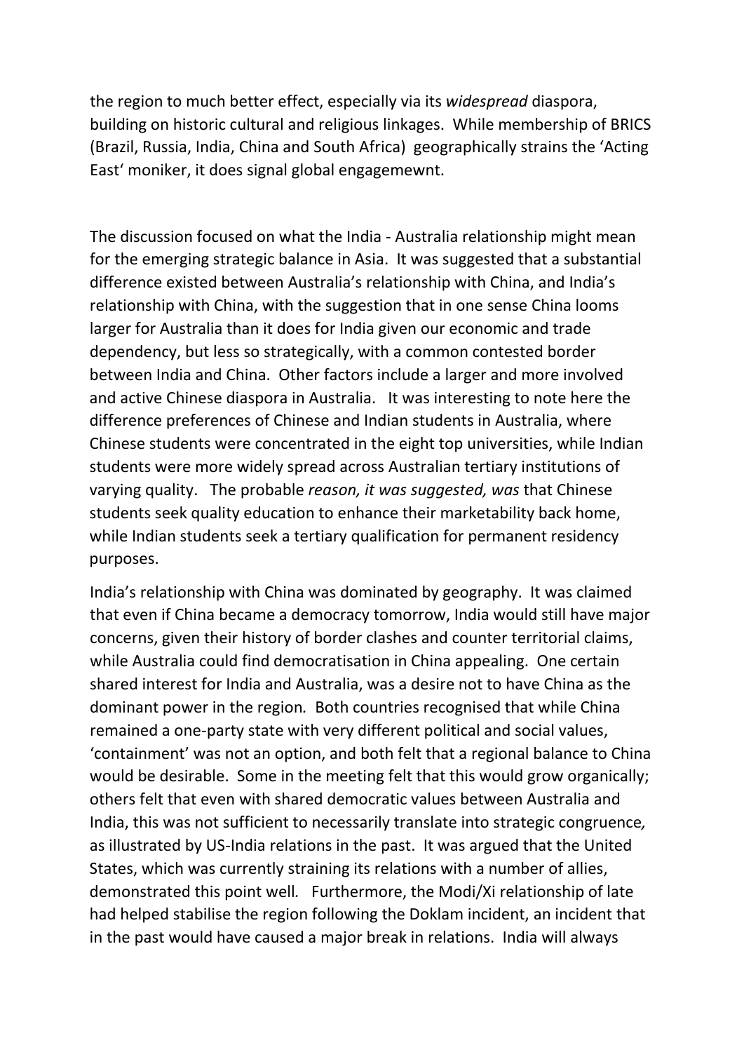the region to much better effect, especially via its *widespread* diaspora, building on historic cultural and religious linkages. While membership of BRICS (Brazil, Russia, India, China and South Africa) geographically strains the 'Acting East' moniker, it does signal global engagemewnt.

The discussion focused on what the India - Australia relationship might mean for the emerging strategic balance in Asia. It was suggested that a substantial difference existed between Australia's relationship with China, and India's relationship with China, with the suggestion that in one sense China looms larger for Australia than it does for India given our economic and trade dependency, but less so strategically, with a common contested border between India and China. Other factors include a larger and more involved and active Chinese diaspora in Australia. It was interesting to note here the difference preferences of Chinese and Indian students in Australia, where Chinese students were concentrated in the eight top universities, while Indian students were more widely spread across Australian tertiary institutions of varying quality. The probable *reason, it was suggested, was* that Chinese students seek quality education to enhance their marketability back home, while Indian students seek a tertiary qualification for permanent residency purposes.

India's relationship with China was dominated by geography. It was claimed that even if China became a democracy tomorrow, India would still have major concerns, given their history of border clashes and counter territorial claims, while Australia could find democratisation in China appealing. One certain shared interest for India and Australia, was a desire not to have China as the dominant power in the region. Both countries recognised that while China remained a one-party state with very different political and social values, 'containment' was not an option, and both felt that a regional balance to China would be desirable. Some in the meeting felt that this would grow organically; others felt that even with shared democratic values between Australia and India, this was not sufficient to necessarily translate into strategic congruence, as illustrated by US-India relations in the past. It was argued that the United States, which was currently straining its relations with a number of allies, demonstrated this point well. Furthermore, the Modi/Xi relationship of late had helped stabilise the region following the Doklam incident, an incident that in the past would have caused a major break in relations. India will always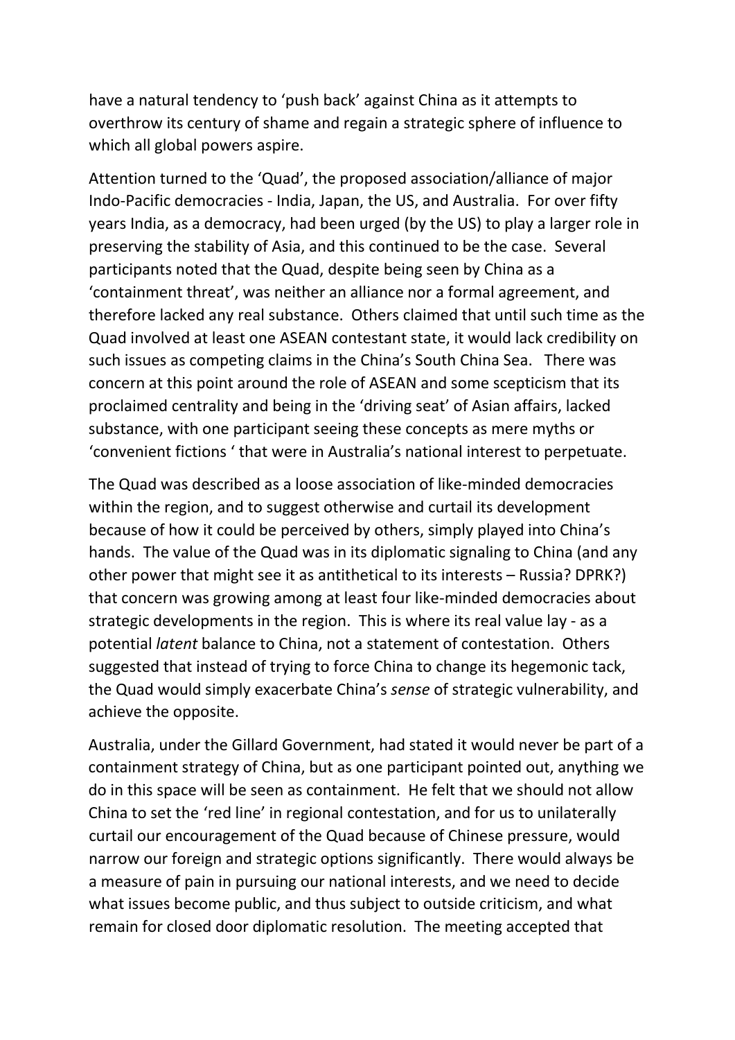have a natural tendency to 'push back' against China as it attempts to overthrow its century of shame and regain a strategic sphere of influence to which all global powers aspire.

Attention turned to the 'Quad', the proposed association/alliance of major Indo-Pacific democracies - India, Japan, the US, and Australia. For over fifty years India, as a democracy, had been urged (by the US) to play a larger role in preserving the stability of Asia, and this continued to be the case. Several participants noted that the Quad, despite being seen by China as a 'containment threat', was neither an alliance nor a formal agreement, and therefore lacked any real substance. Others claimed that until such time as the Quad involved at least one ASEAN contestant state, it would lack credibility on such issues as competing claims in the China's South China Sea. There was concern at this point around the role of ASEAN and some scepticism that its proclaimed centrality and being in the 'driving seat' of Asian affairs, lacked substance, with one participant seeing these concepts as mere myths or 'convenient fictions ' that were in Australia's national interest to perpetuate.

The Quad was described as a loose association of like-minded democracies within the region, and to suggest otherwise and curtail its development because of how it could be perceived by others, simply played into China's hands. The value of the Quad was in its diplomatic signaling to China (and any other power that might see it as antithetical to its interests – Russia? DPRK?) that concern was growing among at least four like-minded democracies about strategic developments in the region. This is where its real value lay - as a potential *latent* balance to China, not a statement of contestation. Others suggested that instead of trying to force China to change its hegemonic tack, the Quad would simply exacerbate China's *sense* of strategic vulnerability, and achieve the opposite.

Australia, under the Gillard Government, had stated it would never be part of a containment strategy of China, but as one participant pointed out, anything we do in this space will be seen as containment. He felt that we should not allow China to set the 'red line' in regional contestation, and for us to unilaterally curtail our encouragement of the Quad because of Chinese pressure, would narrow our foreign and strategic options significantly. There would always be a measure of pain in pursuing our national interests, and we need to decide what issues become public, and thus subject to outside criticism, and what remain for closed door diplomatic resolution. The meeting accepted that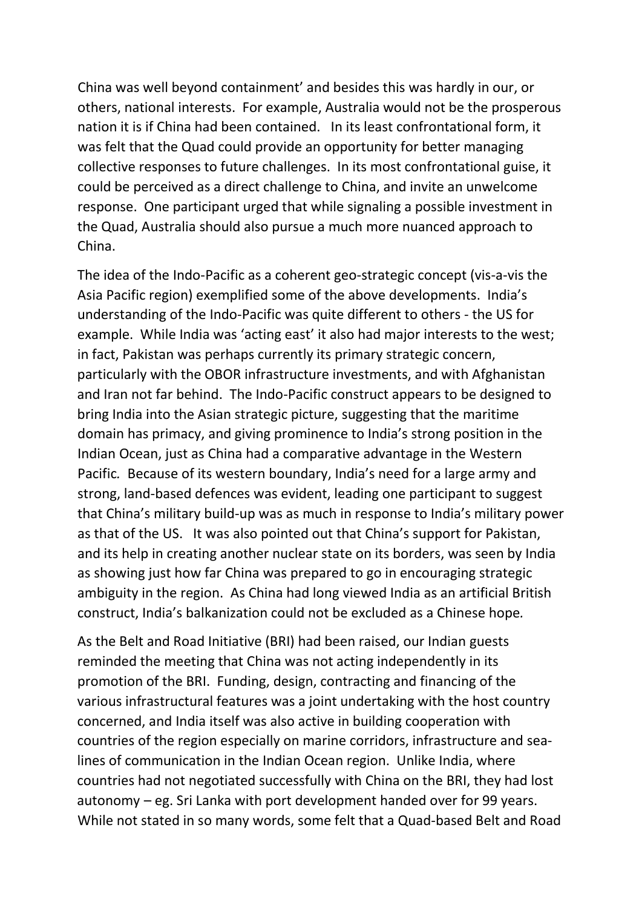China was well beyond containment' and besides this was hardly in our, or others, national interests. For example, Australia would not be the prosperous nation it is if China had been contained. In its least confrontational form, it was felt that the Quad could provide an opportunity for better managing collective responses to future challenges. In its most confrontational guise, it could be perceived as a direct challenge to China, and invite an unwelcome response. One participant urged that while signaling a possible investment in the Quad, Australia should also pursue a much more nuanced approach to China.

The idea of the Indo-Pacific as a coherent geo-strategic concept (vis-a-vis the Asia Pacific region) exemplified some of the above developments. India's understanding of the Indo-Pacific was quite different to others - the US for example. While India was 'acting east' it also had major interests to the west; in fact, Pakistan was perhaps currently its primary strategic concern, particularly with the OBOR infrastructure investments, and with Afghanistan and Iran not far behind. The Indo-Pacific construct appears to be designed to bring India into the Asian strategic picture, suggesting that the maritime domain has primacy, and giving prominence to India's strong position in the Indian Ocean, just as China had a comparative advantage in the Western Pacific. Because of its western boundary, India's need for a large army and strong, land-based defences was evident, leading one participant to suggest that China's military build-up was as much in response to India's military power as that of the US. It was also pointed out that China's support for Pakistan, and its help in creating another nuclear state on its borders, was seen by India as showing just how far China was prepared to go in encouraging strategic ambiguity in the region. As China had long viewed India as an artificial British construct, India's balkanization could not be excluded as a Chinese hope.

As the Belt and Road Initiative (BRI) had been raised, our Indian guests reminded the meeting that China was not acting independently in its promotion of the BRI. Funding, design, contracting and financing of the various infrastructural features was a joint undertaking with the host country concerned, and India itself was also active in building cooperation with countries of the region especially on marine corridors, infrastructure and sea-lines of communication in the Indian Ocean region. Unlike India, where countries had not negotiated successfully with China on the BRI, they had lost autonomy – eg. Sri Lanka with port development handed over for 99 years. While not stated in so many words, some felt that a Quad-based Belt and Road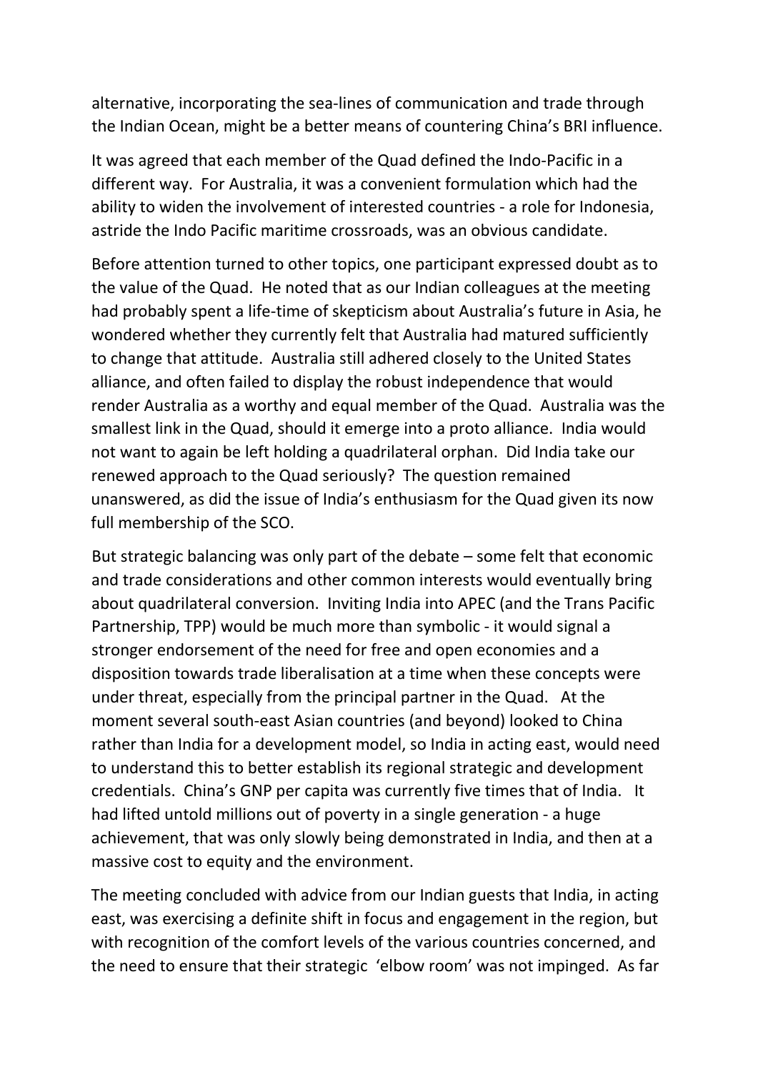alternative, incorporating the sea-lines of communication and trade through the Indian Ocean, might be a better means of countering China's BRI influence.

It was agreed that each member of the Quad defined the Indo-Pacific in a different way. For Australia, it was a convenient formulation which had the ability to widen the involvement of interested countries - a role for Indonesia, astride the Indo Pacific maritime crossroads, was an obvious candidate.

Before attention turned to other topics, one participant expressed doubt as to the value of the Quad. He noted that as our Indian colleagues at the meeting had probably spent a life-time of skepticism about Australia's future in Asia, he wondered whether they currently felt that Australia had matured sufficiently to change that attitude. Australia still adhered closely to the United States alliance, and often failed to display the robust independence that would render Australia as a worthy and equal member of the Quad. Australia was the smallest link in the Quad, should it emerge into a proto alliance. India would not want to again be left holding a quadrilateral orphan. Did India take our renewed approach to the Quad seriously? The question remained unanswered, as did the issue of India's enthusiasm for the Quad given its now full membership of the SCO.

But strategic balancing was only part of the debate – some felt that economic and trade considerations and other common interests would eventually bring about quadrilateral conversion. Inviting India into APEC (and the Trans Pacific Partnership, TPP) would be much more than symbolic - it would signal a stronger endorsement of the need for free and open economies and a disposition towards trade liberalisation at a time when these concepts were under threat, especially from the principal partner in the Quad. At the moment several south-east Asian countries (and beyond) looked to China rather than India for a development model, so India in acting east, would need to understand this to better establish its regional strategic and development credentials. China's GNP per capita was currently five times that of India. It had lifted untold millions out of poverty in a single generation - a huge achievement, that was only slowly being demonstrated in India, and then at a massive cost to equity and the environment.

The meeting concluded with advice from our Indian guests that India, in acting east, was exercising a definite shift in focus and engagement in the region, but with recognition of the comfort levels of the various countries concerned, and the need to ensure that their strategic 'elbow room' was not impinged. As far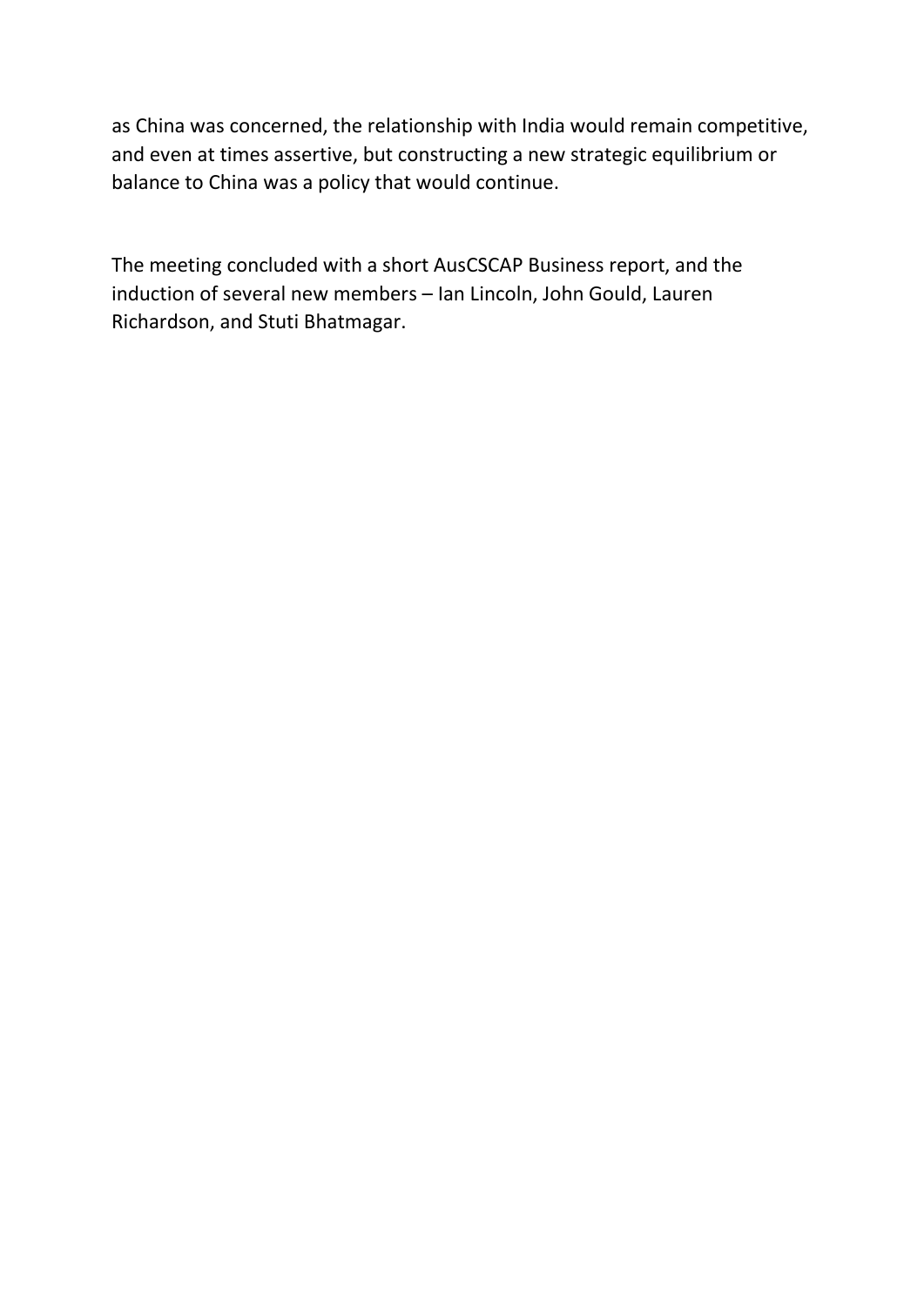as China was concerned, the relationship with India would remain competitive, and even at times assertive, but constructing a new strategic equilibrium or balance to China was a policy that would continue.

The meeting concluded with a short AusCSCAP Business report, and the induction of several new members – Ian Lincoln, John Gould, Lauren Richardson, and Stuti Bhatmagar.